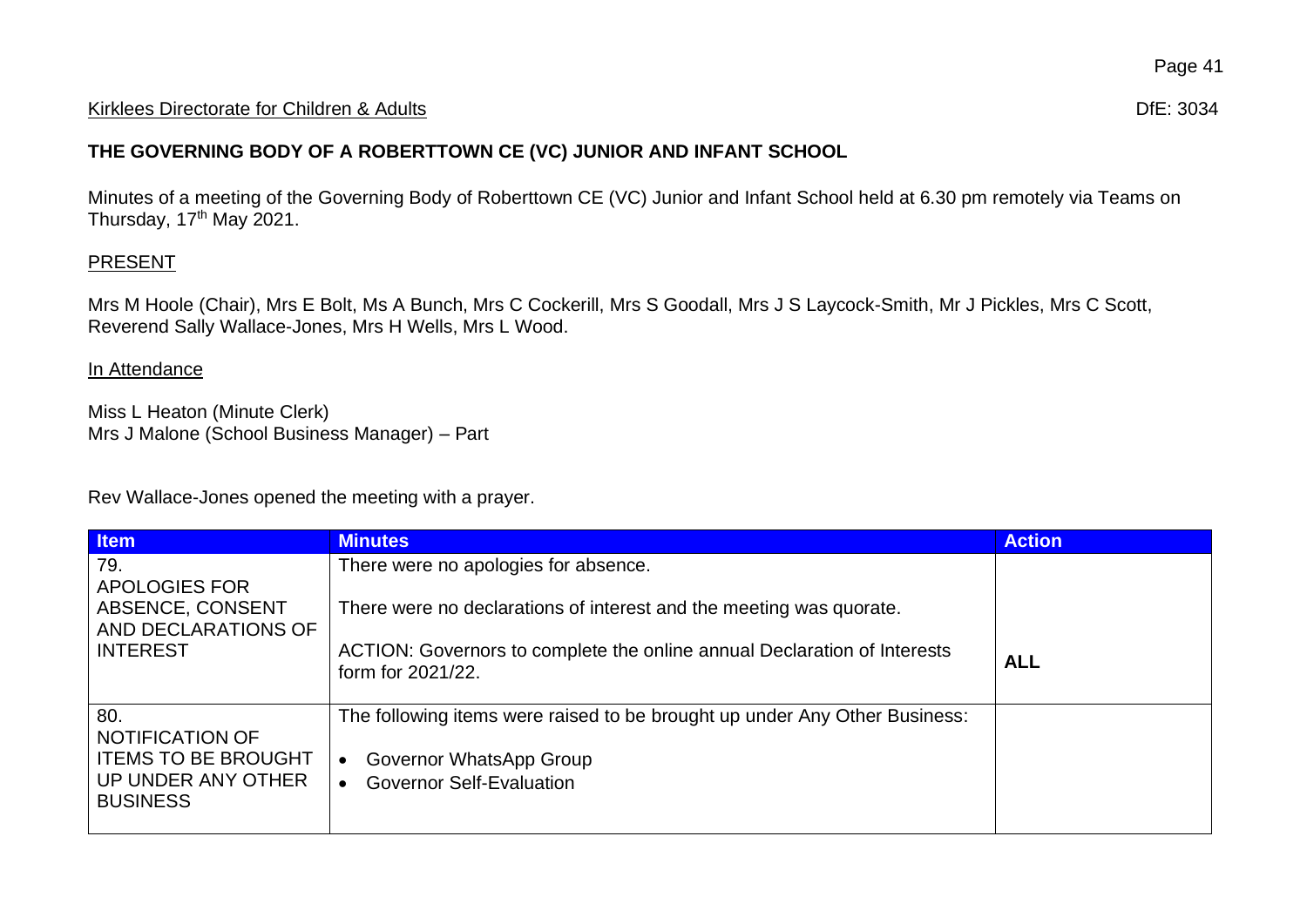Kirklees Directorate for Children & Adults DfE: 3034

**THE GOVERNING BODY OF A ROBERTTOWN CE (VC) JUNIOR AND INFANT SCHOOL**

Minutes of a meeting of the Governing Body of Roberttown CE (VC) Junior and Infant School held at 6.30 pm remotely via Teams on Thursday, 17th May 2021.

PRESENT

Mrs M Hoole (Chair), Mrs E Bolt, Ms A Bunch, Mrs C Cockerill, Mrs S Goodall, Mrs J S Laycock-Smith, Mr J Pickles, Mrs C Scott, Reverend Sally Wallace-Jones, Mrs H Wells, Mrs L Wood.

In Attendance

Miss L Heaton (Minute Clerk)
Mrs J Malone (School Business Manager) – Part

Rev Wallace-Jones opened the meeting with a prayer.

| Item | Minutes | Action |
| --- | --- | --- |
| 79. APOLOGIES FOR ABSENCE, CONSENT AND DECLARATIONS OF INTEREST | There were no apologies for absence.<br><br>There were no declarations of interest and the meeting was quorate.<br><br>ACTION: Governors to complete the online annual Declaration of Interests form for 2021/22. | **ALL** |
| 80. NOTIFICATION OF ITEMS TO BE BROUGHT UP UNDER ANY OTHER BUSINESS | The following items were raised to be brought up under Any Other Business:<br><br>• Governor WhatsApp Group<br>• Governor Self-Evaluation | |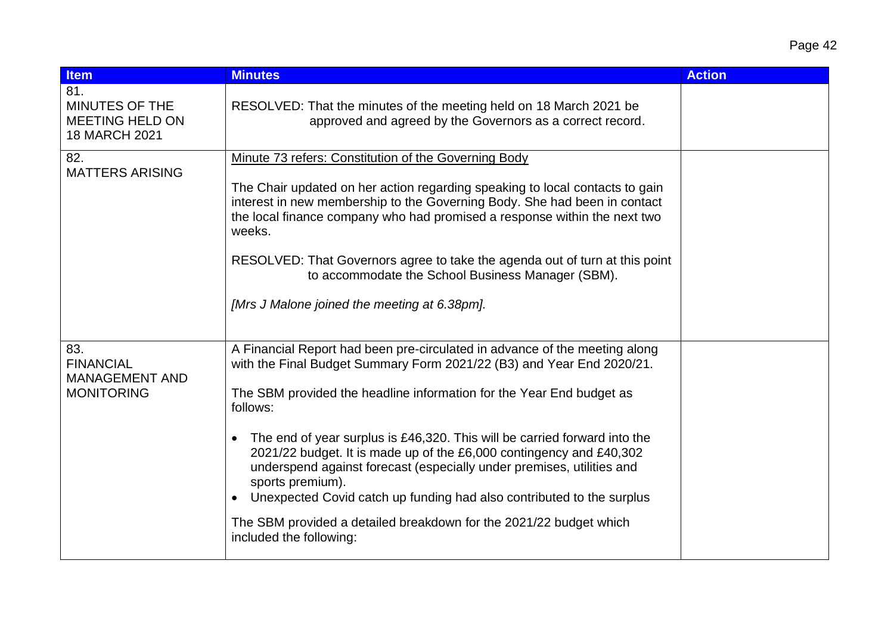| Item | Minutes | Action |
|---|---|---|
| 81. MINUTES OF THE MEETING HELD ON 18 MARCH 2021 | RESOLVED: That the minutes of the meeting held on 18 March 2021 be approved and agreed by the Governors as a correct record. | |
| 82. MATTERS ARISING | <u>Minute 73 refers: Constitution of the Governing Body</u><br><br>The Chair updated on her action regarding speaking to local contacts to gain interest in new membership to the Governing Body. She had been in contact the local finance company who had promised a response within the next two weeks.<br><br>RESOLVED: That Governors agree to take the agenda out of turn at this point to accommodate the School Business Manager (SBM).<br><br>*[Mrs J Malone joined the meeting at 6.38pm].* | |
| 83. FINANCIAL MANAGEMENT AND MONITORING | A Financial Report had been pre-circulated in advance of the meeting along with the Final Budget Summary Form 2021/22 (B3) and Year End 2020/21.<br><br>The SBM provided the headline information for the Year End budget as follows:<br><br>• The end of year surplus is £46,320. This will be carried forward into the 2021/22 budget. It is made up of the £6,000 contingency and £40,302 underspend against forecast (especially under premises, utilities and sports premium).<br>• Unexpected Covid catch up funding had also contributed to the surplus<br><br>The SBM provided a detailed breakdown for the 2021/22 budget which included the following: | |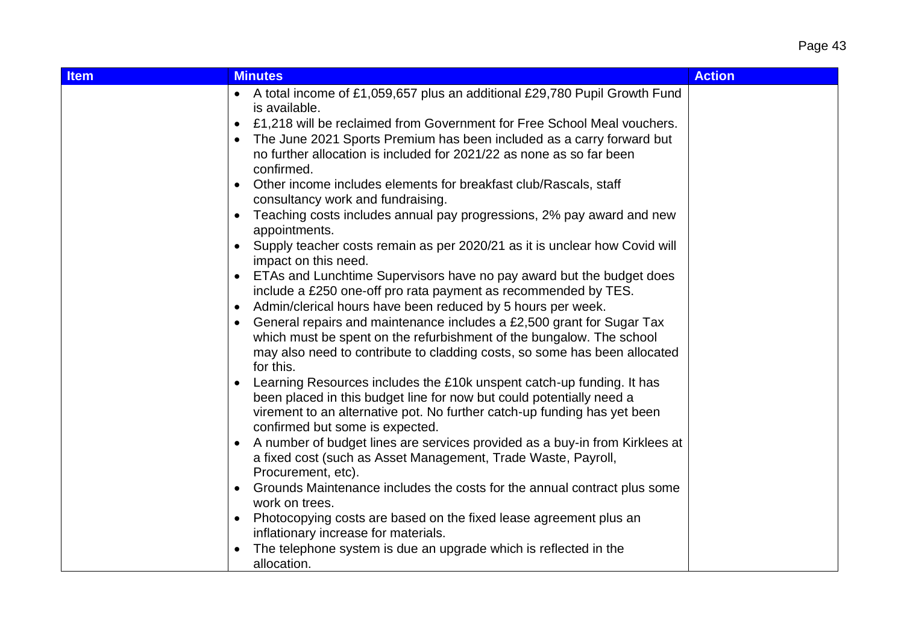| Item | Minutes | Action |
|---|---|---|
| | • A total income of £1,059,657 plus an additional £29,780 Pupil Growth Fund is available.<br>• £1,218 will be reclaimed from Government for Free School Meal vouchers.<br>• The June 2021 Sports Premium has been included as a carry forward but no further allocation is included for 2021/22 as none as so far been confirmed.<br>• Other income includes elements for breakfast club/Rascals, staff consultancy work and fundraising.<br>• Teaching costs includes annual pay progressions, 2% pay award and new appointments.<br>• Supply teacher costs remain as per 2020/21 as it is unclear how Covid will impact on this need.<br>• ETAs and Lunchtime Supervisors have no pay award but the budget does include a £250 one-off pro rata payment as recommended by TES.<br>• Admin/clerical hours have been reduced by 5 hours per week.<br>• General repairs and maintenance includes a £2,500 grant for Sugar Tax which must be spent on the refurbishment of the bungalow. The school may also need to contribute to cladding costs, so some has been allocated for this.<br>• Learning Resources includes the £10k unspent catch-up funding. It has been placed in this budget line for now but could potentially need a virement to an alternative pot. No further catch-up funding has yet been confirmed but some is expected.<br>• A number of budget lines are services provided as a buy-in from Kirklees at a fixed cost (such as Asset Management, Trade Waste, Payroll, Procurement, etc).<br>• Grounds Maintenance includes the costs for the annual contract plus some work on trees.<br>• Photocopying costs are based on the fixed lease agreement plus an inflationary increase for materials.<br>• The telephone system is due an upgrade which is reflected in the allocation. | |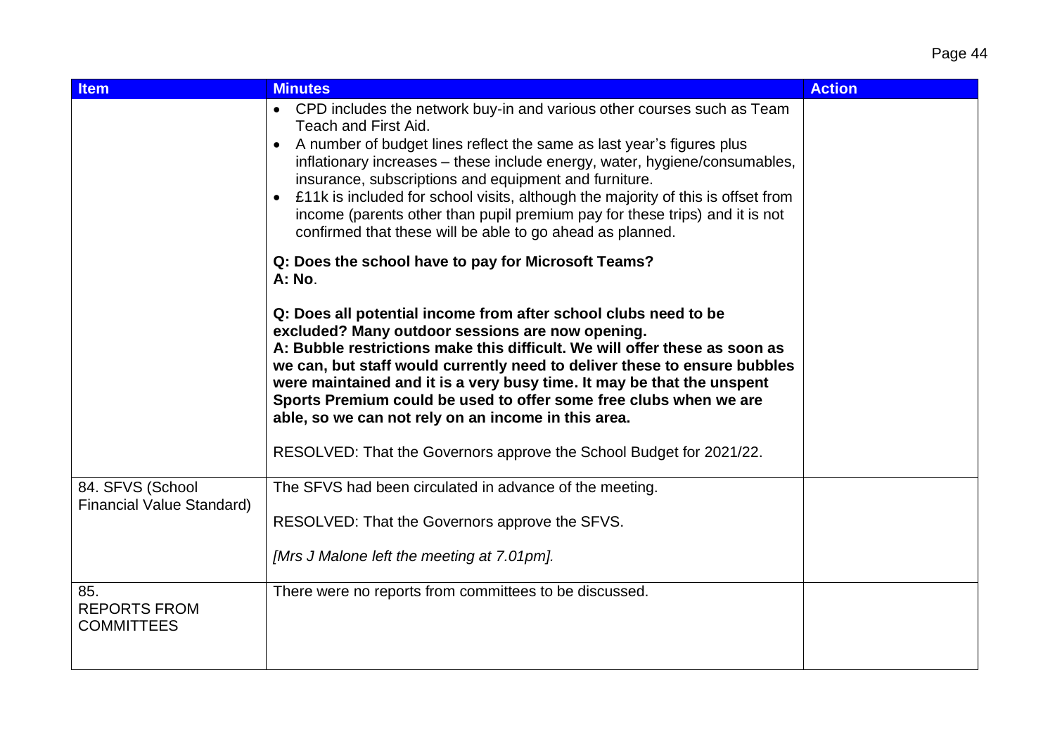| Item | Minutes | Action |
|---|---|---|
| | • CPD includes the network buy-in and various other courses such as Team Teach and First Aid.<br>• A number of budget lines reflect the same as last year's figures plus inflationary increases – these include energy, water, hygiene/consumables, insurance, subscriptions and equipment and furniture.<br>• £11k is included for school visits, although the majority of this is offset from income (parents other than pupil premium pay for these trips) and it is not confirmed that these will be able to go ahead as planned.<br><br>**Q: Does the school have to pay for Microsoft Teams?**<br>**A: No**.<br><br>**Q: Does all potential income from after school clubs need to be excluded? Many outdoor sessions are now opening.**<br>**A: Bubble restrictions make this difficult. We will offer these as soon as we can, but staff would currently need to deliver these to ensure bubbles were maintained and it is a very busy time. It may be that the unspent Sports Premium could be used to offer some free clubs when we are able, so we can not rely on an income in this area.**<br><br>RESOLVED: That the Governors approve the School Budget for 2021/22. | |
| 84. SFVS (School Financial Value Standard) | The SFVS had been circulated in advance of the meeting.<br><br>RESOLVED: That the Governors approve the SFVS.<br><br>*[Mrs J Malone left the meeting at 7.01pm].* | |
| 85. REPORTS FROM COMMITTEES | There were no reports from committees to be discussed. | |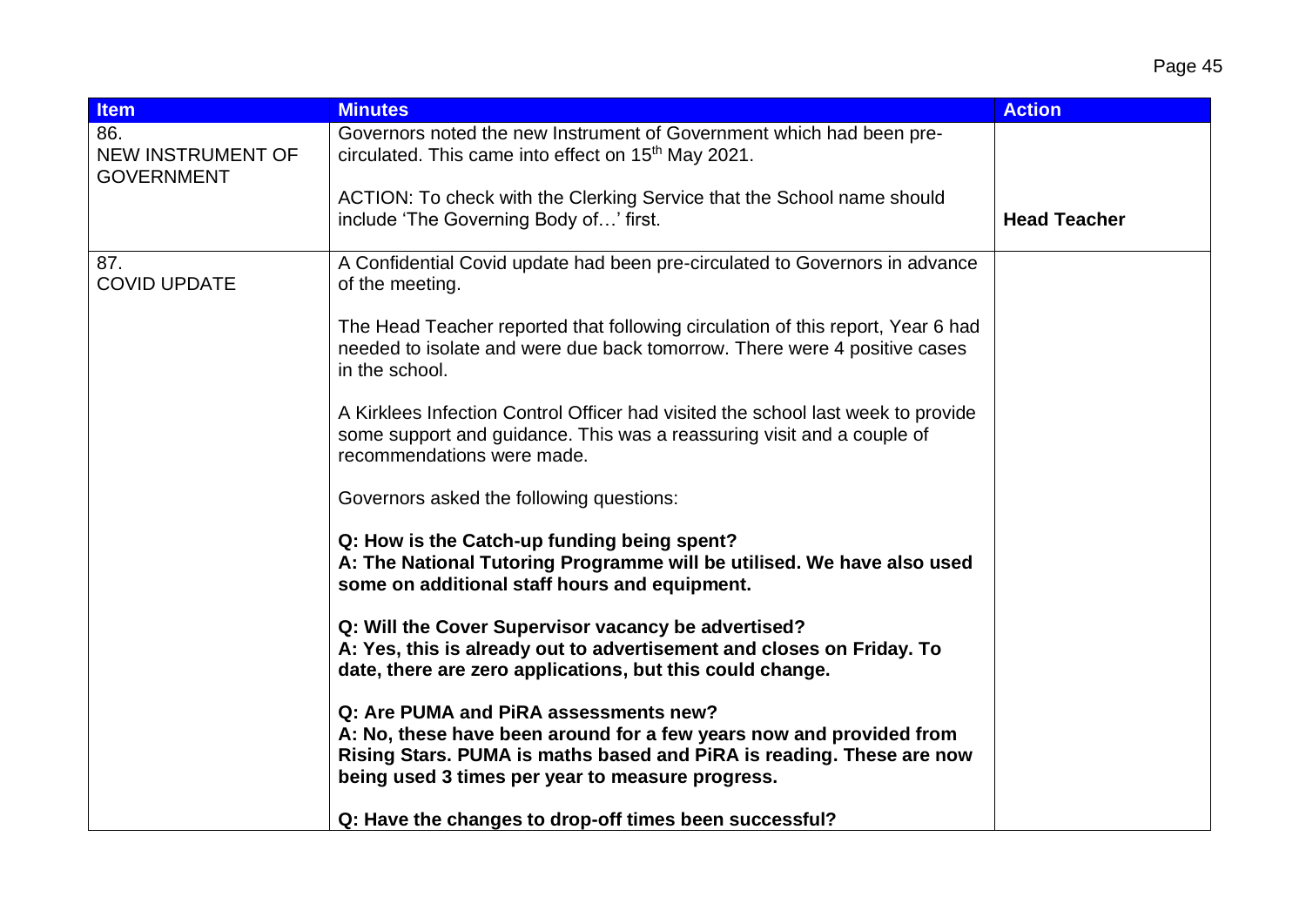| Item | Minutes | Action |
|---|---|---|
| 86. NEW INSTRUMENT OF GOVERNMENT | Governors noted the new Instrument of Government which had been pre-circulated. This came into effect on 15th May 2021.<br><br>ACTION: To check with the Clerking Service that the School name should include 'The Governing Body of…' first. | **Head Teacher** |
| 87. COVID UPDATE | A Confidential Covid update had been pre-circulated to Governors in advance of the meeting.<br><br>The Head Teacher reported that following circulation of this report, Year 6 had needed to isolate and were due back tomorrow. There were 4 positive cases in the school.<br><br>A Kirklees Infection Control Officer had visited the school last week to provide some support and guidance. This was a reassuring visit and a couple of recommendations were made.<br><br>Governors asked the following questions:<br><br>**Q: How is the Catch-up funding being spent?**<br>**A: The National Tutoring Programme will be utilised. We have also used some on additional staff hours and equipment.**<br><br>**Q: Will the Cover Supervisor vacancy be advertised?**<br>**A: Yes, this is already out to advertisement and closes on Friday. To date, there are zero applications, but this could change.**<br><br>**Q: Are PUMA and PiRA assessments new?**<br>**A: No, these have been around for a few years now and provided from Rising Stars. PUMA is maths based and PiRA is reading. These are now being used 3 times per year to measure progress.**<br><br>**Q: Have the changes to drop-off times been successful?** | |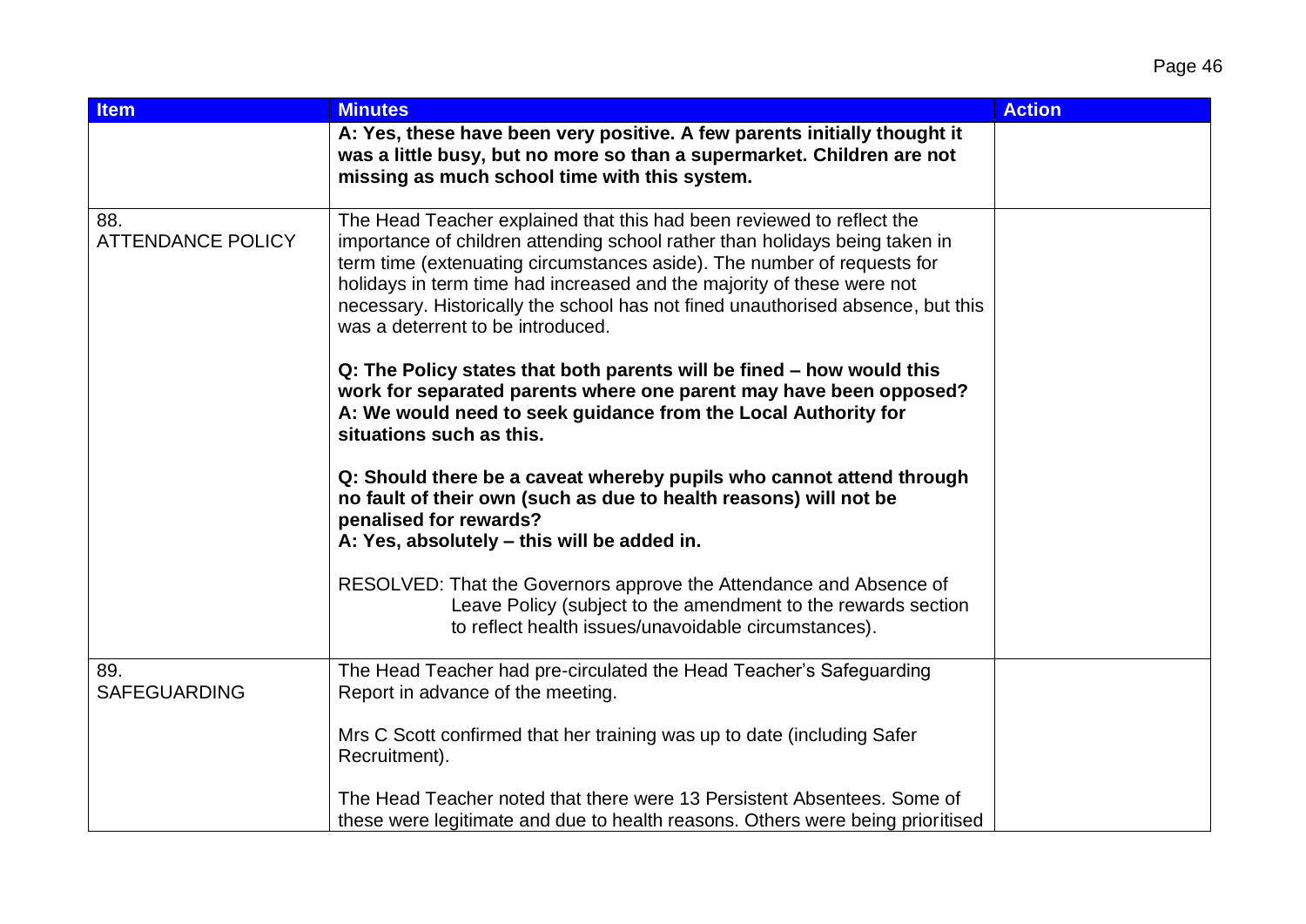| Item | Minutes | Action |
|---|---|---|
| | **A: Yes, these have been very positive. A few parents initially thought it was a little busy, but no more so than a supermarket. Children are not missing as much school time with this system.** | |
| 88. ATTENDANCE POLICY | The Head Teacher explained that this had been reviewed to reflect the importance of children attending school rather than holidays being taken in term time (extenuating circumstances aside). The number of requests for holidays in term time had increased and the majority of these were not necessary. Historically the school has not fined unauthorised absence, but this was a deterrent to be introduced.<br><br>**Q: The Policy states that both parents will be fined – how would this work for separated parents where one parent may have been opposed?**<br>**A: We would need to seek guidance from the Local Authority for situations such as this.**<br><br>**Q: Should there be a caveat whereby pupils who cannot attend through no fault of their own (such as due to health reasons) will not be penalised for rewards?**<br>**A: Yes, absolutely – this will be added in.**<br><br>RESOLVED: That the Governors approve the Attendance and Absence of Leave Policy (subject to the amendment to the rewards section to reflect health issues/unavoidable circumstances). | |
| 89. SAFEGUARDING | The Head Teacher had pre-circulated the Head Teacher's Safeguarding Report in advance of the meeting.<br><br>Mrs C Scott confirmed that her training was up to date (including Safer Recruitment).<br><br>The Head Teacher noted that there were 13 Persistent Absentees. Some of these were legitimate and due to health reasons. Others were being prioritised | |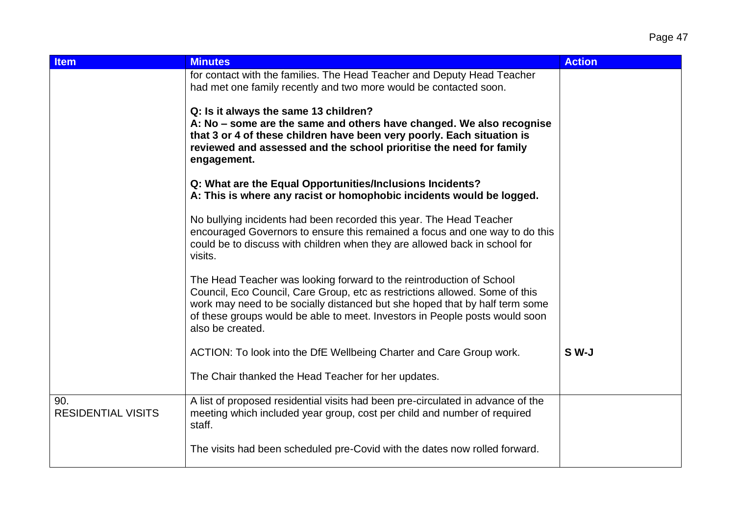| Item | Minutes | Action |
| --- | --- | --- |
| | for contact with the families. The Head Teacher and Deputy Head Teacher had met one family recently and two more would be contacted soon.<br><br>**Q: Is it always the same 13 children?**<br>**A: No – some are the same and others have changed. We also recognise that 3 or 4 of these children have been very poorly. Each situation is reviewed and assessed and the school prioritise the need for family engagement.**<br><br>**Q: What are the Equal Opportunities/Inclusions Incidents?**<br>**A: This is where any racist or homophobic incidents would be logged.**<br><br>No bullying incidents had been recorded this year. The Head Teacher encouraged Governors to ensure this remained a focus and one way to do this could be to discuss with children when they are allowed back in school for visits.<br><br>The Head Teacher was looking forward to the reintroduction of School Council, Eco Council, Care Group, etc as restrictions allowed. Some of this work may need to be socially distanced but she hoped that by half term some of these groups would be able to meet. Investors in People posts would soon also be created.<br><br>ACTION: To look into the DfE Wellbeing Charter and Care Group work.<br><br>The Chair thanked the Head Teacher for her updates. | <br><br><br><br><br><br><br><br><br><br><br><br><br><br><br><br><br><br><br><br>**S W-J** |
| 90.<br>RESIDENTIAL VISITS | A list of proposed residential visits had been pre-circulated in advance of the meeting which included year group, cost per child and number of required staff.<br><br>The visits had been scheduled pre-Covid with the dates now rolled forward. | |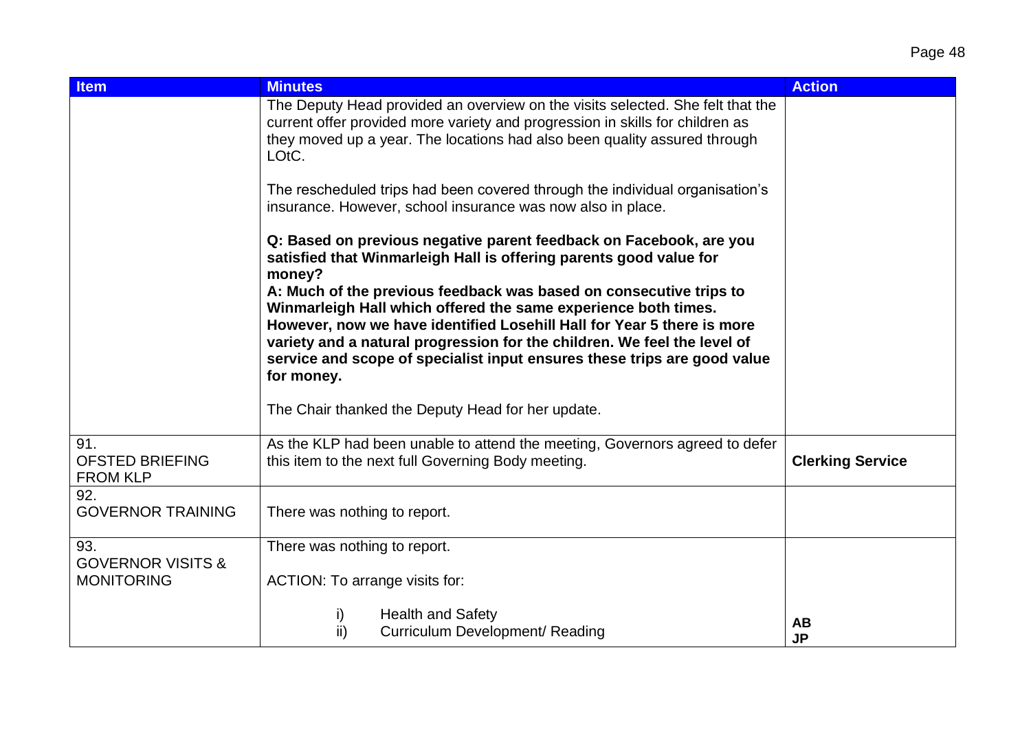| Item | Minutes | Action |
|---|---|---|
| | The Deputy Head provided an overview on the visits selected. She felt that the current offer provided more variety and progression in skills for children as they moved up a year. The locations had also been quality assured through LOtC.<br><br>The rescheduled trips had been covered through the individual organisation's insurance. However, school insurance was now also in place.<br><br>**Q: Based on previous negative parent feedback on Facebook, are you satisfied that Winmarleigh Hall is offering parents good value for money?**<br>**A: Much of the previous feedback was based on consecutive trips to Winmarleigh Hall which offered the same experience both times. However, now we have identified Losehill Hall for Year 5 there is more variety and a natural progression for the children. We feel the level of service and scope of specialist input ensures these trips are good value for money.**<br><br>The Chair thanked the Deputy Head for her update. | |
| 91. OFSTED BRIEFING FROM KLP | As the KLP had been unable to attend the meeting, Governors agreed to defer this item to the next full Governing Body meeting. | **Clerking Service** |
| 92. GOVERNOR TRAINING | There was nothing to report. | |
| 93. GOVERNOR VISITS & MONITORING | There was nothing to report.<br><br>ACTION: To arrange visits for:<br><br>i) Health and Safety<br>ii) Curriculum Development/ Reading | **AB**<br>**JP** |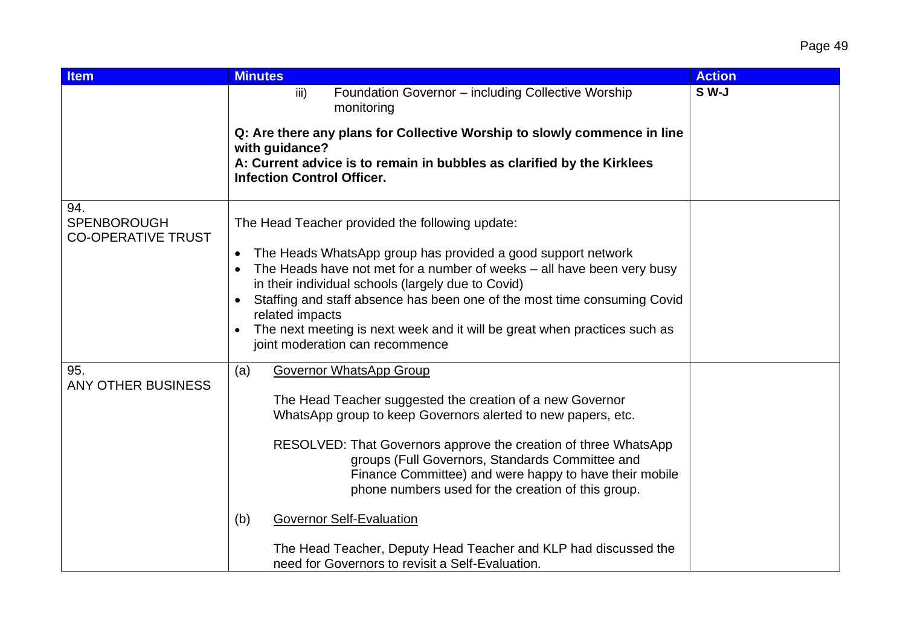| Item | Minutes | Action |
|---|---|---|
| | iii) Foundation Governor – including Collective Worship monitoring<br><br>**Q: Are there any plans for Collective Worship to slowly commence in line with guidance?**<br>**A: Current advice is to remain in bubbles as clarified by the Kirklees Infection Control Officer.** | **S W-J** |
| 94.<br>SPENBOROUGH CO-OPERATIVE TRUST | The Head Teacher provided the following update:<br><br>• The Heads WhatsApp group has provided a good support network<br>• The Heads have not met for a number of weeks – all have been very busy in their individual schools (largely due to Covid)<br>• Staffing and staff absence has been one of the most time consuming Covid related impacts<br>• The next meeting is next week and it will be great when practices such as joint moderation can recommence | |
| 95.<br>ANY OTHER BUSINESS | (a) <u>Governor WhatsApp Group</u><br><br>The Head Teacher suggested the creation of a new Governor WhatsApp group to keep Governors alerted to new papers, etc.<br><br>RESOLVED: That Governors approve the creation of three WhatsApp groups (Full Governors, Standards Committee and Finance Committee) and were happy to have their mobile phone numbers used for the creation of this group.<br><br>(b) <u>Governor Self-Evaluation</u><br><br>The Head Teacher, Deputy Head Teacher and KLP had discussed the need for Governors to revisit a Self-Evaluation. | |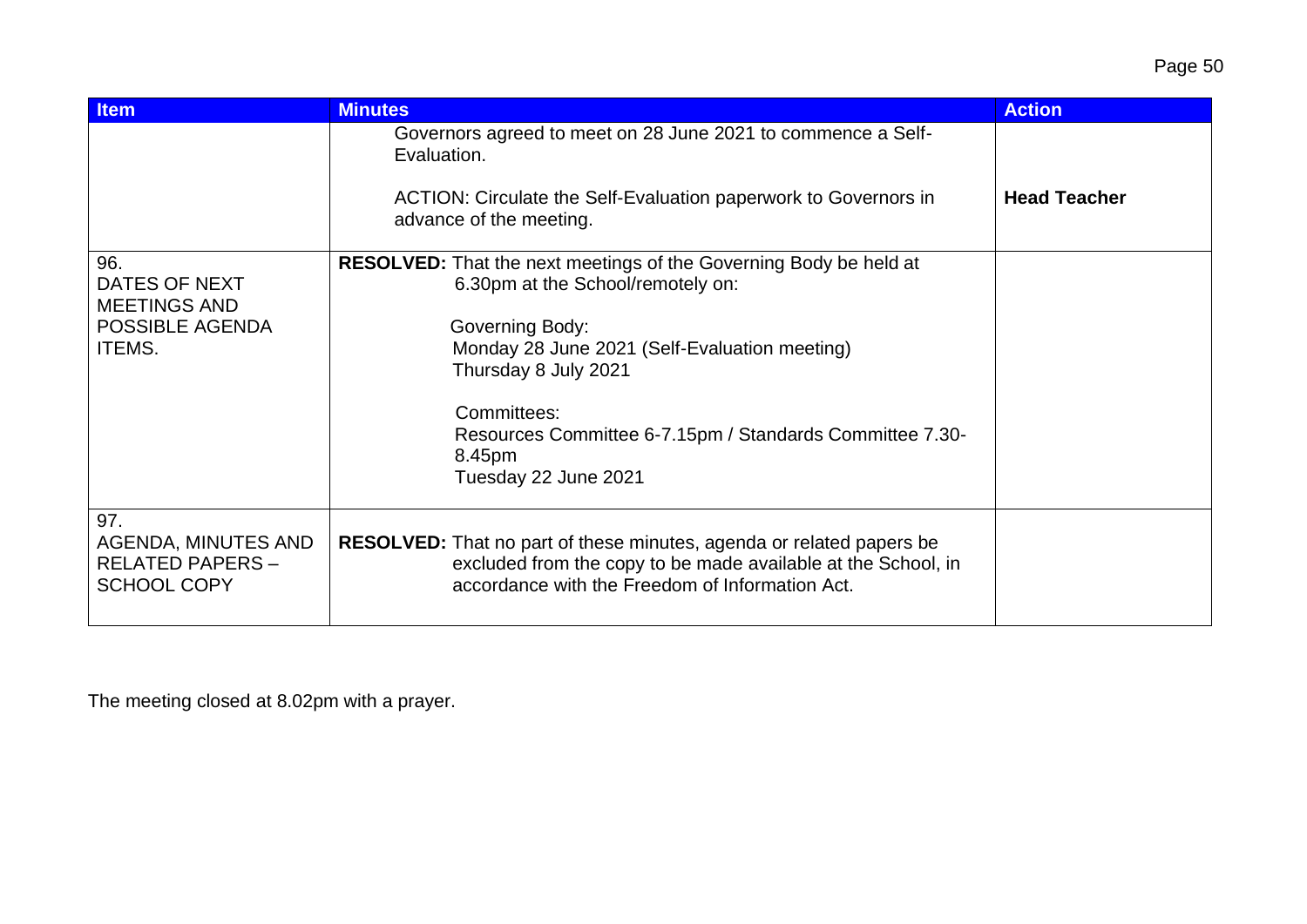| Item | Minutes | Action |
|---|---|---|
| | Governors agreed to meet on 28 June 2021 to commence a Self-Evaluation.<br><br>ACTION: Circulate the Self-Evaluation paperwork to Governors in advance of the meeting. | **Head Teacher** |
| 96.<br>DATES OF NEXT MEETINGS AND POSSIBLE AGENDA ITEMS. | **RESOLVED:** That the next meetings of the Governing Body be held at 6.30pm at the School/remotely on:<br><br>Governing Body:<br>Monday 28 June 2021 (Self-Evaluation meeting)<br>Thursday 8 July 2021<br><br>Committees:<br>Resources Committee 6-7.15pm / Standards Committee 7.30-8.45pm<br>Tuesday 22 June 2021 | |
| 97.<br>AGENDA, MINUTES AND RELATED PAPERS – SCHOOL COPY | **RESOLVED:** That no part of these minutes, agenda or related papers be excluded from the copy to be made available at the School, in accordance with the Freedom of Information Act. | |

The meeting closed at 8.02pm with a prayer.